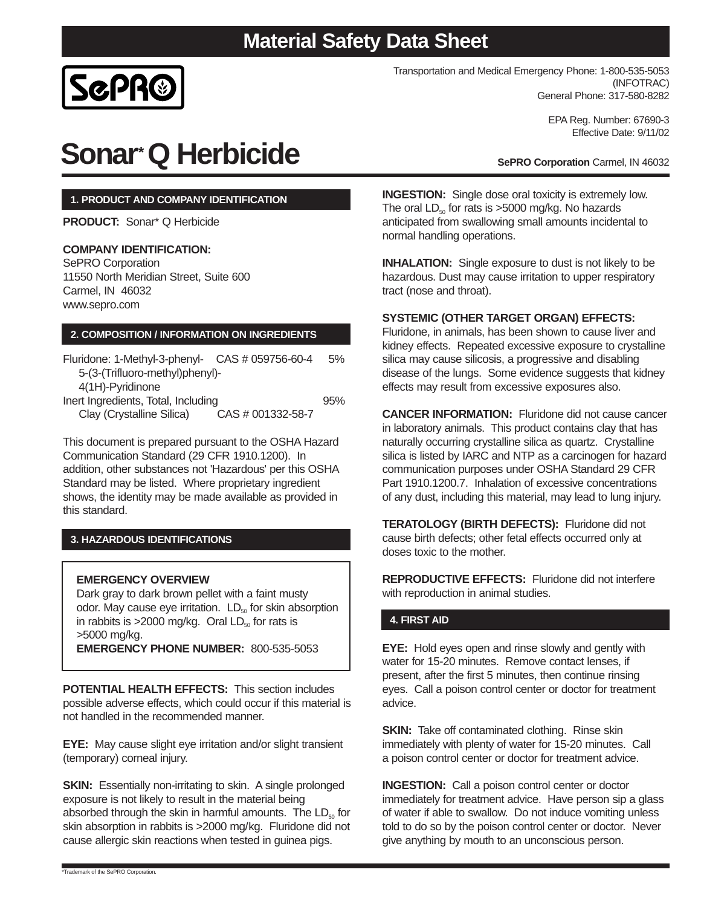# Material Safety Data Sheet

SePRO

Transportation and Medical Emergency Phone: 1-800-535-5053 (INFOTRAC)
General Phone: 317-580-8282

EPA Reg. Number: 67690-3
Effective Date: 9/11/02

# Sonar* Q Herbicide

**SePRO Corporation** Carmel, IN 46032

## 1. PRODUCT AND COMPANY IDENTIFICATION

**PRODUCT:** Sonar* Q Herbicide

**COMPANY IDENTIFICATION:**
SePRO Corporation
11550 North Meridian Street, Suite 600
Carmel, IN 46032
www.sepro.com

## 2. COMPOSITION / INFORMATION ON INGREDIENTS

| Ingredient | CAS # | % |
|---|---|---|
| Fluridone: 1-Methyl-3-phenyl-5-(3-(Trifluoro-methyl)phenyl)-4(1H)-Pyridinone | CAS # 059756-60-4 | 5% |
| Inert Ingredients, Total, Including | | 95% |
| Clay (Crystalline Silica) | CAS # 001332-58-7 | |

This document is prepared pursuant to the OSHA Hazard Communication Standard (29 CFR 1910.1200). In addition, other substances not 'Hazardous' per this OSHA Standard may be listed. Where proprietary ingredient shows, the identity may be made available as provided in this standard.

## 3. HAZARDOUS IDENTIFICATIONS

**EMERGENCY OVERVIEW**
Dark gray to dark brown pellet with a faint musty odor. May cause eye irritation. $LD_{50}$ for skin absorption in rabbits is >2000 mg/kg. Oral $LD_{50}$ for rats is >5000 mg/kg.
**EMERGENCY PHONE NUMBER:** 800-535-5053

**POTENTIAL HEALTH EFFECTS:** This section includes possible adverse effects, which could occur if this material is not handled in the recommended manner.

**EYE:** May cause slight eye irritation and/or slight transient (temporary) corneal injury.

**SKIN:** Essentially non-irritating to skin. A single prolonged exposure is not likely to result in the material being absorbed through the skin in harmful amounts. The $LD_{50}$ for skin absorption in rabbits is >2000 mg/kg. Fluridone did not cause allergic skin reactions when tested in guinea pigs.

**INGESTION:** Single dose oral toxicity is extremely low. The oral $LD_{50}$ for rats is >5000 mg/kg. No hazards anticipated from swallowing small amounts incidental to normal handling operations.

**INHALATION:** Single exposure to dust is not likely to be hazardous. Dust may cause irritation to upper respiratory tract (nose and throat).

**SYSTEMIC (OTHER TARGET ORGAN) EFFECTS:** Fluridone, in animals, has been shown to cause liver and kidney effects. Repeated excessive exposure to crystalline silica may cause silicosis, a progressive and disabling disease of the lungs. Some evidence suggests that kidney effects may result from excessive exposures also.

**CANCER INFORMATION:** Fluridone did not cause cancer in laboratory animals. This product contains clay that has naturally occurring crystalline silica as quartz. Crystalline silica is listed by IARC and NTP as a carcinogen for hazard communication purposes under OSHA Standard 29 CFR Part 1910.1200.7. Inhalation of excessive concentrations of any dust, including this material, may lead to lung injury.

**TERATOLOGY (BIRTH DEFECTS):** Fluridone did not cause birth defects; other fetal effects occurred only at doses toxic to the mother.

**REPRODUCTIVE EFFECTS:** Fluridone did not interfere with reproduction in animal studies.

## 4. FIRST AID

**EYE:** Hold eyes open and rinse slowly and gently with water for 15-20 minutes. Remove contact lenses, if present, after the first 5 minutes, then continue rinsing eyes. Call a poison control center or doctor for treatment advice.

**SKIN:** Take off contaminated clothing. Rinse skin immediately with plenty of water for 15-20 minutes. Call a poison control center or doctor for treatment advice.

**INGESTION:** Call a poison control center or doctor immediately for treatment advice. Have person sip a glass of water if able to swallow. Do not induce vomiting unless told to do so by the poison control center or doctor. Never give anything by mouth to an unconscious person.

*Trademark of the SePRO Corporation.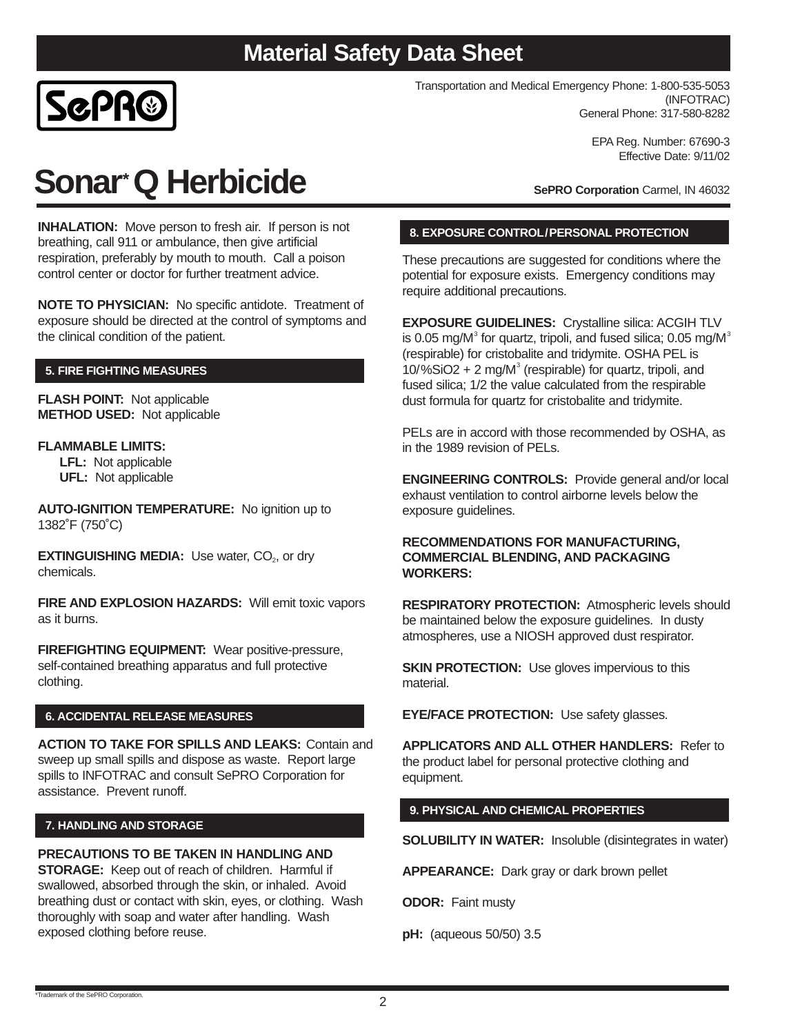# Material Safety Data Sheet

SePRO

Transportation and Medical Emergency Phone: 1-800-535-5053 (INFOTRAC)
General Phone: 317-580-8282

EPA Reg. Number: 67690-3
Effective Date: 9/11/02

# Sonar* Q Herbicide

**SePRO Corporation** Carmel, IN 46032

**INHALATION:** Move person to fresh air. If person is not breathing, call 911 or ambulance, then give artificial respiration, preferably by mouth to mouth. Call a poison control center or doctor for further treatment advice.

**NOTE TO PHYSICIAN:** No specific antidote. Treatment of exposure should be directed at the control of symptoms and the clinical condition of the patient.

## 5. FIRE FIGHTING MEASURES

**FLASH POINT:** Not applicable
**METHOD USED:** Not applicable

**FLAMMABLE LIMITS:**
- **LFL:** Not applicable
- **UFL:** Not applicable

**AUTO-IGNITION TEMPERATURE:** No ignition up to 1382˚F (750˚C)

**EXTINGUISHING MEDIA:** Use water, $CO_2$, or dry chemicals.

**FIRE AND EXPLOSION HAZARDS:** Will emit toxic vapors as it burns.

**FIREFIGHTING EQUIPMENT:** Wear positive-pressure, self-contained breathing apparatus and full protective clothing.

## 6. ACCIDENTAL RELEASE MEASURES

**ACTION TO TAKE FOR SPILLS AND LEAKS:** Contain and sweep up small spills and dispose as waste. Report large spills to INFOTRAC and consult SePRO Corporation for assistance. Prevent runoff.

## 7. HANDLING AND STORAGE

**PRECAUTIONS TO BE TAKEN IN HANDLING AND STORAGE:** Keep out of reach of children. Harmful if swallowed, absorbed through the skin, or inhaled. Avoid breathing dust or contact with skin, eyes, or clothing. Wash thoroughly with soap and water after handling. Wash exposed clothing before reuse.

## 8. EXPOSURE CONTROL/PERSONAL PROTECTION

These precautions are suggested for conditions where the potential for exposure exists. Emergency conditions may require additional precautions.

**EXPOSURE GUIDELINES:** Crystalline silica: ACGIH TLV is 0.05 mg/$M^3$ for quartz, tripoli, and fused silica; 0.05 mg/$M^3$ (respirable) for cristobalite and tridymite. OSHA PEL is 10/%SiO2 + 2 mg/$M^3$ (respirable) for quartz, tripoli, and fused silica; 1/2 the value calculated from the respirable dust formula for quartz for cristobalite and tridymite.

PELs are in accord with those recommended by OSHA, as in the 1989 revision of PELs.

**ENGINEERING CONTROLS:** Provide general and/or local exhaust ventilation to control airborne levels below the exposure guidelines.

**RECOMMENDATIONS FOR MANUFACTURING, COMMERCIAL BLENDING, AND PACKAGING WORKERS:**

**RESPIRATORY PROTECTION:** Atmospheric levels should be maintained below the exposure guidelines. In dusty atmospheres, use a NIOSH approved dust respirator.

**SKIN PROTECTION:** Use gloves impervious to this material.

**EYE/FACE PROTECTION:** Use safety glasses.

**APPLICATORS AND ALL OTHER HANDLERS:** Refer to the product label for personal protective clothing and equipment.

## 9. PHYSICAL AND CHEMICAL PROPERTIES

**SOLUBILITY IN WATER:** Insoluble (disintegrates in water)

**APPEARANCE:** Dark gray or dark brown pellet

**ODOR:** Faint musty

**pH:** (aqueous 50/50) 3.5

*Trademark of the SePRO Corporation.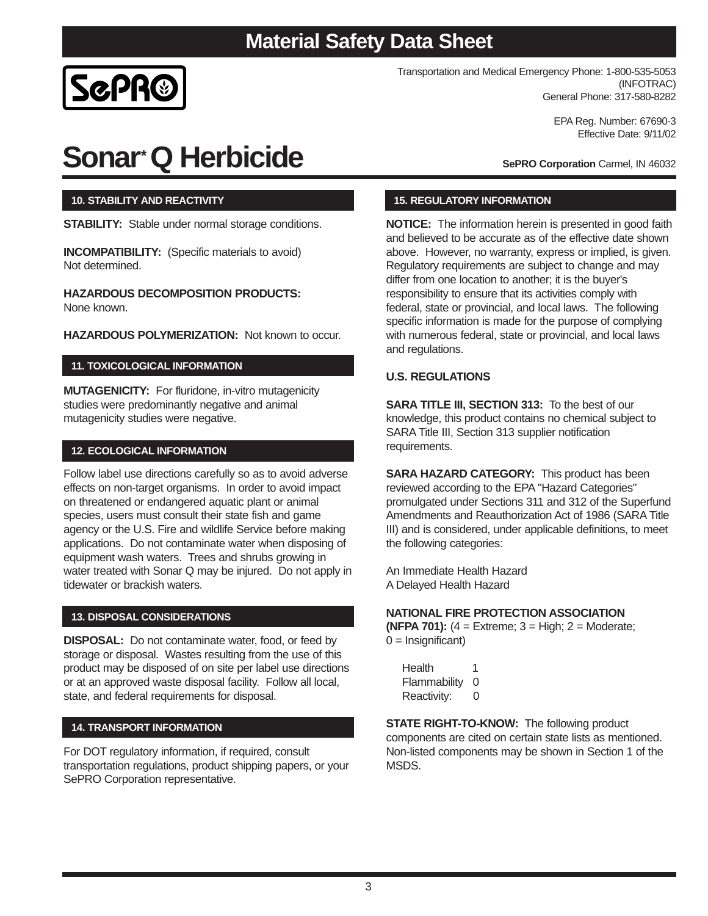# Material Safety Data Sheet

Transportation and Medical Emergency Phone: 1-800-535-5053 (INFOTRAC)
General Phone: 317-580-8282

EPA Reg. Number: 67690-3
Effective Date: 9/11/02

# Sonar* Q Herbicide

**SePRO Corporation** Carmel, IN 46032

## 10. STABILITY AND REACTIVITY

**STABILITY:** Stable under normal storage conditions.

**INCOMPATIBILITY:** (Specific materials to avoid)
Not determined.

**HAZARDOUS DECOMPOSITION PRODUCTS:**
None known.

**HAZARDOUS POLYMERIZATION:** Not known to occur.

## 11. TOXICOLOGICAL INFORMATION

**MUTAGENICITY:** For fluridone, in-vitro mutagenicity studies were predominantly negative and animal mutagenicity studies were negative.

## 12. ECOLOGICAL INFORMATION

Follow label use directions carefully so as to avoid adverse effects on non-target organisms. In order to avoid impact on threatened or endangered aquatic plant or animal species, users must consult their state fish and game agency or the U.S. Fire and wildlife Service before making applications. Do not contaminate water when disposing of equipment wash waters. Trees and shrubs growing in water treated with Sonar Q may be injured. Do not apply in tidewater or brackish waters.

## 13. DISPOSAL CONSIDERATIONS

**DISPOSAL:** Do not contaminate water, food, or feed by storage or disposal. Wastes resulting from the use of this product may be disposed of on site per label use directions or at an approved waste disposal facility. Follow all local, state, and federal requirements for disposal.

## 14. TRANSPORT INFORMATION

For DOT regulatory information, if required, consult transportation regulations, product shipping papers, or your SePRO Corporation representative.

## 15. REGULATORY INFORMATION

**NOTICE:** The information herein is presented in good faith and believed to be accurate as of the effective date shown above. However, no warranty, express or implied, is given. Regulatory requirements are subject to change and may differ from one location to another; it is the buyer's responsibility to ensure that its activities comply with federal, state or provincial, and local laws. The following specific information is made for the purpose of complying with numerous federal, state or provincial, and local laws and regulations.

**U.S. REGULATIONS**

**SARA TITLE III, SECTION 313:** To the best of our knowledge, this product contains no chemical subject to SARA Title III, Section 313 supplier notification requirements.

**SARA HAZARD CATEGORY:** This product has been reviewed according to the EPA "Hazard Categories" promulgated under Sections 311 and 312 of the Superfund Amendments and Reauthorization Act of 1986 (SARA Title III) and is considered, under applicable definitions, to meet the following categories:

An Immediate Health Hazard
A Delayed Health Hazard

**NATIONAL FIRE PROTECTION ASSOCIATION (NFPA 701):** (4 = Extreme; 3 = High; 2 = Moderate; 0 = Insignificant)

| | |
|---|---|
| Health | 1 |
| Flammability | 0 |
| Reactivity: | 0 |

**STATE RIGHT-TO-KNOW:** The following product components are cited on certain state lists as mentioned. Non-listed components may be shown in Section 1 of the MSDS.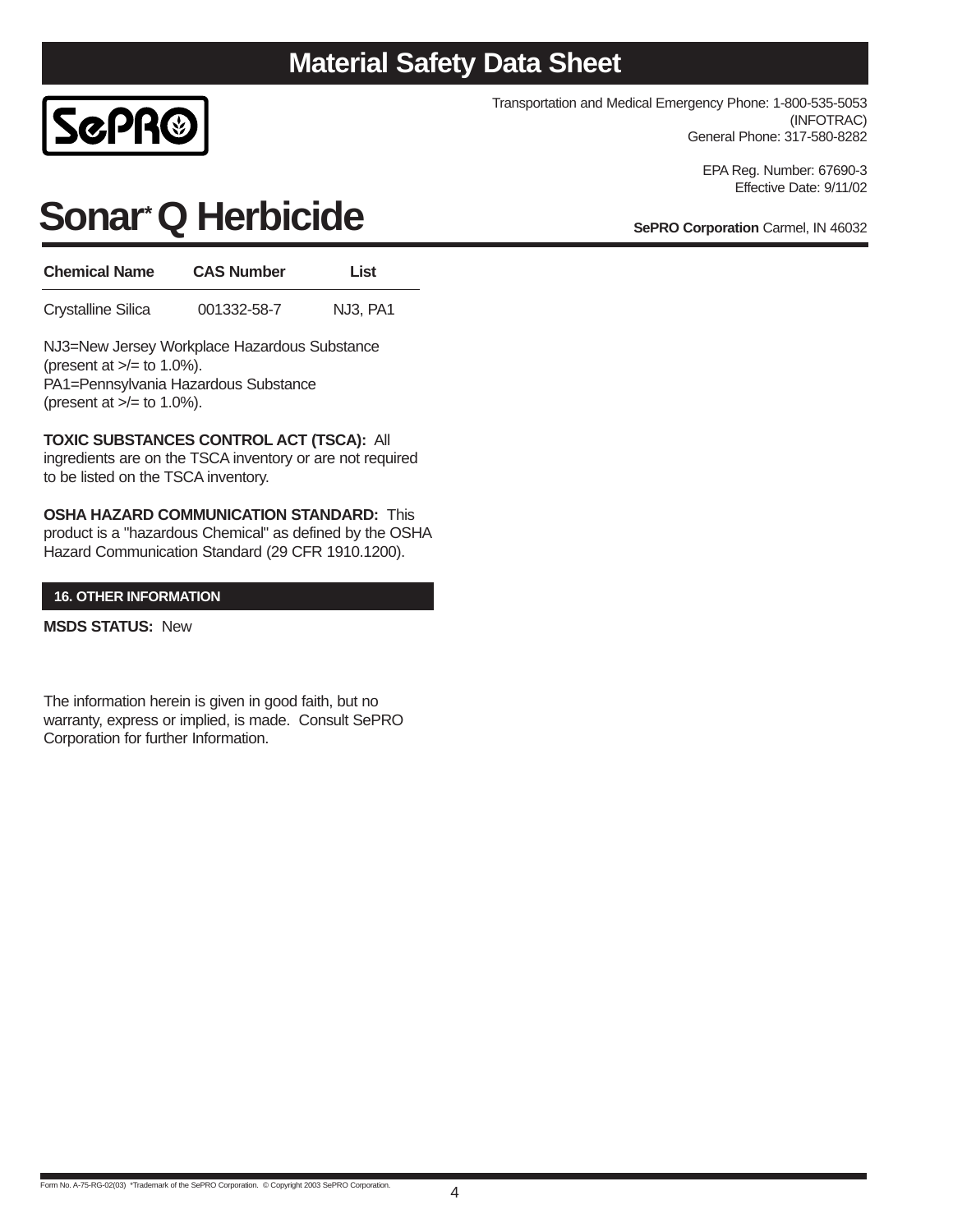# Material Safety Data Sheet

SePRO

Transportation and Medical Emergency Phone: 1-800-535-5053 (INFOTRAC)
General Phone: 317-580-8282

EPA Reg. Number: 67690-3
Effective Date: 9/11/02

# Sonar* Q Herbicide

**SePRO Corporation** Carmel, IN 46032

| Chemical Name | CAS Number | List |
|---|---|---|
| Crystalline Silica | 001332-58-7 | NJ3, PA1 |

NJ3=New Jersey Workplace Hazardous Substance (present at >/= to 1.0%).
PA1=Pennsylvania Hazardous Substance (present at >/= to 1.0%).

**TOXIC SUBSTANCES CONTROL ACT (TSCA):** All ingredients are on the TSCA inventory or are not required to be listed on the TSCA inventory.

**OSHA HAZARD COMMUNICATION STANDARD:** This product is a "hazardous Chemical" as defined by the OSHA Hazard Communication Standard (29 CFR 1910.1200).

## 16. OTHER INFORMATION

**MSDS STATUS:** New

The information herein is given in good faith, but no warranty, express or implied, is made. Consult SePRO Corporation for further Information.

Form No. A-75-RG-02(03) *Trademark of the SePRO Corporation. © Copyright 2003 SePRO Corporation.